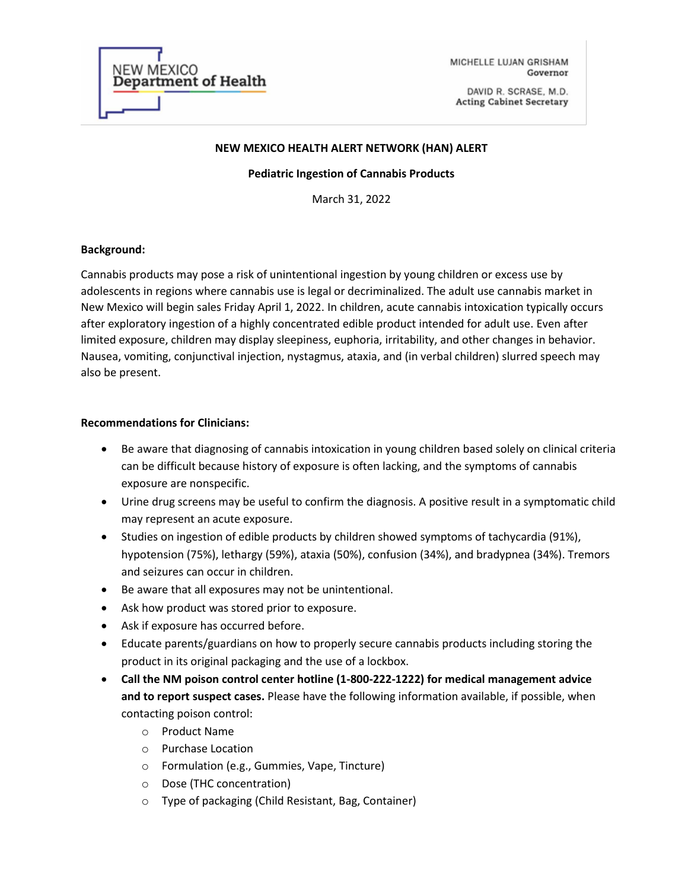NEW MEXICO Department of Health

MICHELLE LUJAN GRISHAM
Governor

DAVID R. SCRASE, M.D.
Acting Cabinet Secretary

**NEW MEXICO HEALTH ALERT NETWORK (HAN) ALERT**

**Pediatric Ingestion of Cannabis Products**

March 31, 2022

**Background:**

Cannabis products may pose a risk of unintentional ingestion by young children or excess use by adolescents in regions where cannabis use is legal or decriminalized. The adult use cannabis market in New Mexico will begin sales Friday April 1, 2022. In children, acute cannabis intoxication typically occurs after exploratory ingestion of a highly concentrated edible product intended for adult use. Even after limited exposure, children may display sleepiness, euphoria, irritability, and other changes in behavior. Nausea, vomiting, conjunctival injection, nystagmus, ataxia, and (in verbal children) slurred speech may also be present.

**Recommendations for Clinicians:**

- Be aware that diagnosing of cannabis intoxication in young children based solely on clinical criteria can be difficult because history of exposure is often lacking, and the symptoms of cannabis exposure are nonspecific.
- Urine drug screens may be useful to confirm the diagnosis. A positive result in a symptomatic child may represent an acute exposure.
- Studies on ingestion of edible products by children showed symptoms of tachycardia (91%), hypotension (75%), lethargy (59%), ataxia (50%), confusion (34%), and bradypnea (34%). Tremors and seizures can occur in children.
- Be aware that all exposures may not be unintentional.
- Ask how product was stored prior to exposure.
- Ask if exposure has occurred before.
- Educate parents/guardians on how to properly secure cannabis products including storing the product in its original packaging and the use of a lockbox.
- **Call the NM poison control center hotline (1-800-222-1222) for medical management advice and to report suspect cases.** Please have the following information available, if possible, when contacting poison control:
    - Product Name
    - Purchase Location
    - Formulation (e.g., Gummies, Vape, Tincture)
    - Dose (THC concentration)
    - Type of packaging (Child Resistant, Bag, Container)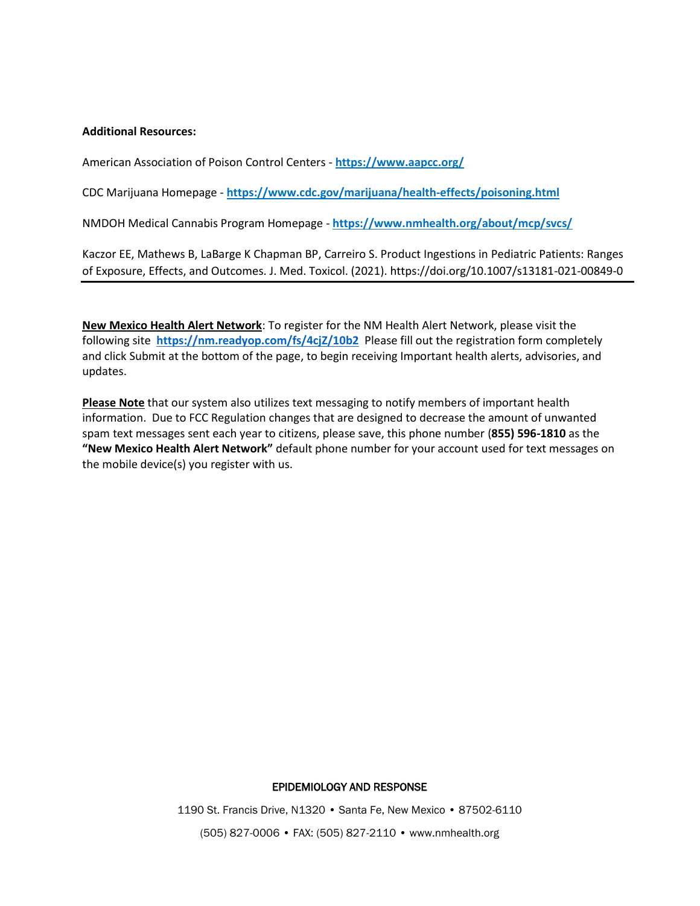**Additional Resources:**

American Association of Poison Control Centers - **https://www.aapcc.org/**

CDC Marijuana Homepage - **https://www.cdc.gov/marijuana/health-effects/poisoning.html**

NMDOH Medical Cannabis Program Homepage - **https://www.nmhealth.org/about/mcp/svcs/**

Kaczor EE, Mathews B, LaBarge K Chapman BP, Carreiro S. Product Ingestions in Pediatric Patients: Ranges of Exposure, Effects, and Outcomes. J. Med. Toxicol. (2021). https://doi.org/10.1007/s13181-021-00849-0

---

**New Mexico Health Alert Network**: To register for the NM Health Alert Network, please visit the following site **https://nm.readyop.com/fs/4cjZ/10b2** Please fill out the registration form completely and click Submit at the bottom of the page, to begin receiving Important health alerts, advisories, and updates.

**Please Note** that our system also utilizes text messaging to notify members of important health information. Due to FCC Regulation changes that are designed to decrease the amount of unwanted spam text messages sent each year to citizens, please save, this phone number (**855) 596-1810** as the **"New Mexico Health Alert Network"** default phone number for your account used for text messages on the mobile device(s) you register with us.

EPIDEMIOLOGY AND RESPONSE

1190 St. Francis Drive, N1320 • Santa Fe, New Mexico • 87502-6110

(505) 827-0006 • FAX: (505) 827-2110 • www.nmhealth.org